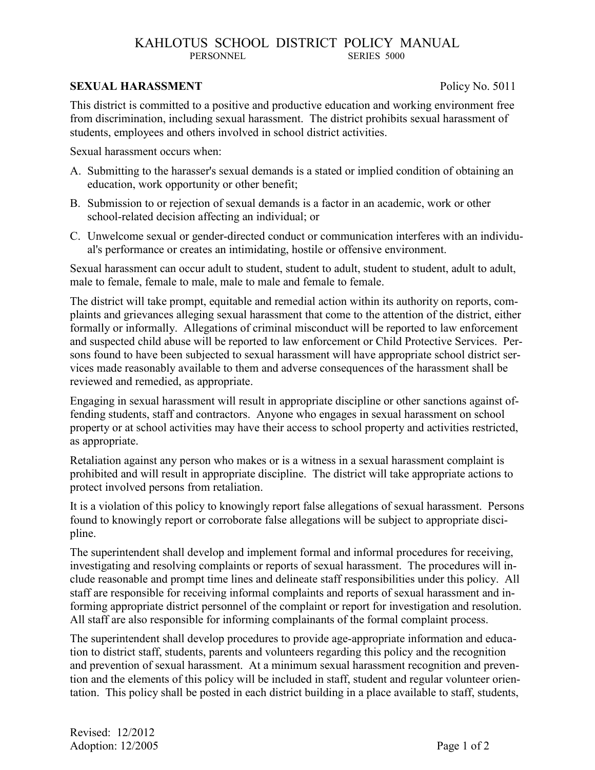# KAHLOTUS SCHOOL DISTRICT POLICY MANUAL

PERSONNEL SERIES 5000

## SEXUAL HARASSMENT

Policy No. 5011

This district is committed to a positive and productive education and working environment free from discrimination, including sexual harassment. The district prohibits sexual harassment of students, employees and others involved in school district activities.

Sexual harassment occurs when:

A. Submitting to the harasser's sexual demands is a stated or implied condition of obtaining an education, work opportunity or other benefit;

B. Submission to or rejection of sexual demands is a factor in an academic, work or other school-related decision affecting an individual; or

C. Unwelcome sexual or gender-directed conduct or communication interferes with an individual's performance or creates an intimidating, hostile or offensive environment.

Sexual harassment can occur adult to student, student to adult, student to student, adult to adult, male to female, female to male, male to male and female to female.

The district will take prompt, equitable and remedial action within its authority on reports, complaints and grievances alleging sexual harassment that come to the attention of the district, either formally or informally. Allegations of criminal misconduct will be reported to law enforcement and suspected child abuse will be reported to law enforcement or Child Protective Services. Persons found to have been subjected to sexual harassment will have appropriate school district services made reasonably available to them and adverse consequences of the harassment shall be reviewed and remedied, as appropriate.

Engaging in sexual harassment will result in appropriate discipline or other sanctions against offending students, staff and contractors. Anyone who engages in sexual harassment on school property or at school activities may have their access to school property and activities restricted, as appropriate.

Retaliation against any person who makes or is a witness in a sexual harassment complaint is prohibited and will result in appropriate discipline. The district will take appropriate actions to protect involved persons from retaliation.

It is a violation of this policy to knowingly report false allegations of sexual harassment. Persons found to knowingly report or corroborate false allegations will be subject to appropriate discipline.

The superintendent shall develop and implement formal and informal procedures for receiving, investigating and resolving complaints or reports of sexual harassment. The procedures will include reasonable and prompt time lines and delineate staff responsibilities under this policy. All staff are responsible for receiving informal complaints and reports of sexual harassment and informing appropriate district personnel of the complaint or report for investigation and resolution. All staff are also responsible for informing complainants of the formal complaint process.

The superintendent shall develop procedures to provide age-appropriate information and education to district staff, students, parents and volunteers regarding this policy and the recognition and prevention of sexual harassment. At a minimum sexual harassment recognition and prevention and the elements of this policy will be included in staff, student and regular volunteer orientation. This policy shall be posted in each district building in a place available to staff, students,

Revised: 12/2012
Adoption: 12/2005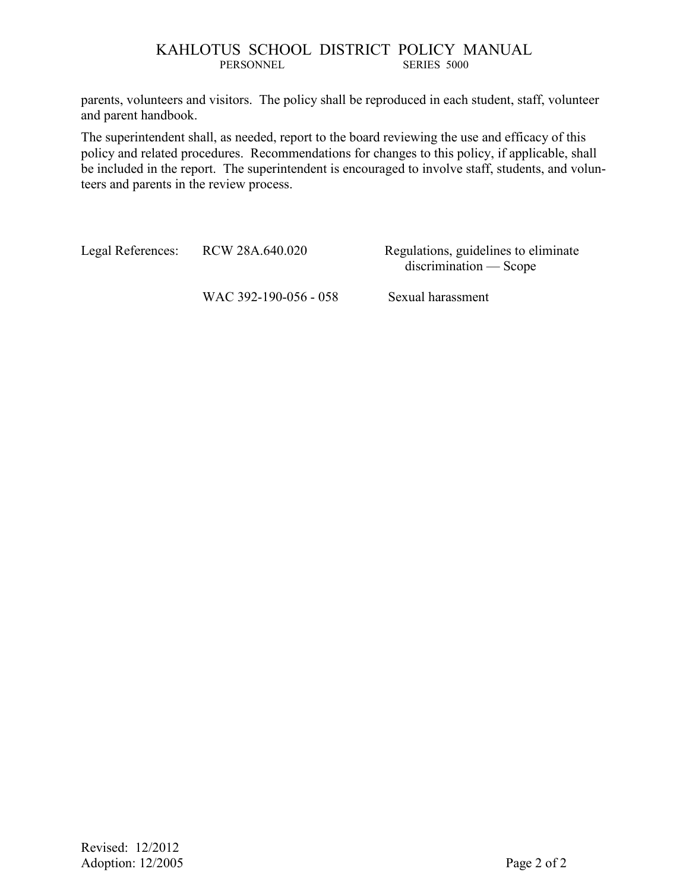parents, volunteers and visitors. The policy shall be reproduced in each student, staff, volunteer and parent handbook.

The superintendent shall, as needed, report to the board reviewing the use and efficacy of this policy and related procedures. Recommendations for changes to this policy, if applicable, shall be included in the report. The superintendent is encouraged to involve staff, students, and volunteers and parents in the review process.

| Legal References: | RCW 28A.640.020 | Regulations, guidelines to eliminate discrimination — Scope |
|---|---|---|
| | WAC 392-190-056 - 058 | Sexual harassment |

Revised: 12/2012
Adoption: 12/2005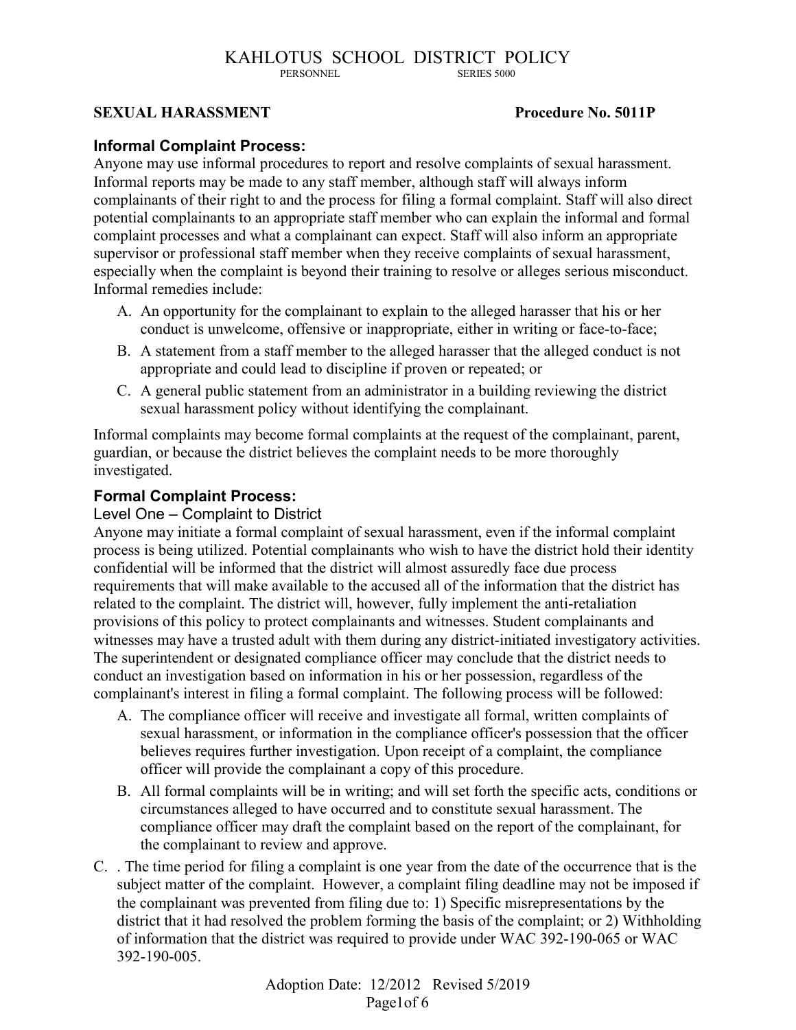KAHLOTUS SCHOOL DISTRICT POLICY

PERSONNEL SERIES 5000

**SEXUAL HARASSMENT** **Procedure No. 5011P**

### Informal Complaint Process:

Anyone may use informal procedures to report and resolve complaints of sexual harassment. Informal reports may be made to any staff member, although staff will always inform complainants of their right to and the process for filing a formal complaint. Staff will also direct potential complainants to an appropriate staff member who can explain the informal and formal complaint processes and what a complainant can expect. Staff will also inform an appropriate supervisor or professional staff member when they receive complaints of sexual harassment, especially when the complaint is beyond their training to resolve or alleges serious misconduct. Informal remedies include:

A. An opportunity for the complainant to explain to the alleged harasser that his or her conduct is unwelcome, offensive or inappropriate, either in writing or face-to-face;
B. A statement from a staff member to the alleged harasser that the alleged conduct is not appropriate and could lead to discipline if proven or repeated; or
C. A general public statement from an administrator in a building reviewing the district sexual harassment policy without identifying the complainant.

Informal complaints may become formal complaints at the request of the complainant, parent, guardian, or because the district believes the complaint needs to be more thoroughly investigated.

### Formal Complaint Process:

Level One – Complaint to District

Anyone may initiate a formal complaint of sexual harassment, even if the informal complaint process is being utilized. Potential complainants who wish to have the district hold their identity confidential will be informed that the district will almost assuredly face due process requirements that will make available to the accused all of the information that the district has related to the complaint. The district will, however, fully implement the anti-retaliation provisions of this policy to protect complainants and witnesses. Student complainants and witnesses may have a trusted adult with them during any district-initiated investigatory activities. The superintendent or designated compliance officer may conclude that the district needs to conduct an investigation based on information in his or her possession, regardless of the complainant's interest in filing a formal complaint. The following process will be followed:

A. The compliance officer will receive and investigate all formal, written complaints of sexual harassment, or information in the compliance officer's possession that the officer believes requires further investigation. Upon receipt of a complaint, the compliance officer will provide the complainant a copy of this procedure.
B. All formal complaints will be in writing; and will set forth the specific acts, conditions or circumstances alleged to have occurred and to constitute sexual harassment. The compliance officer may draft the complaint based on the report of the complainant, for the complainant to review and approve.
C. . The time period for filing a complaint is one year from the date of the occurrence that is the subject matter of the complaint. However, a complaint filing deadline may not be imposed if the complainant was prevented from filing due to: 1) Specific misrepresentations by the district that it had resolved the problem forming the basis of the complaint; or 2) Withholding of information that the district was required to provide under WAC 392-190-065 or WAC 392-190-005.

Adoption Date: 12/2012 Revised 5/2019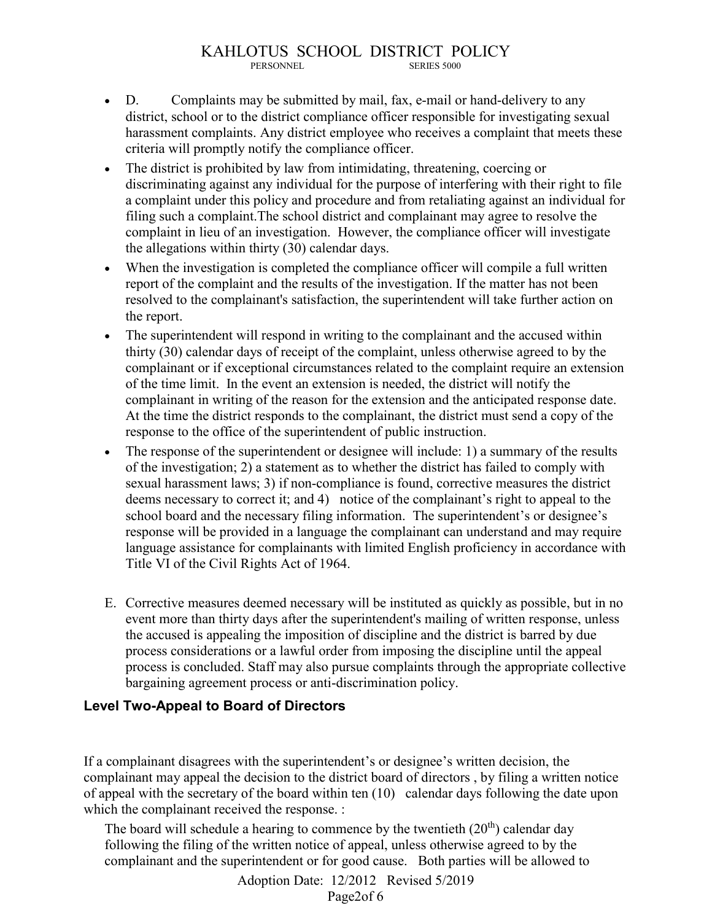- D. Complaints may be submitted by mail, fax, e-mail or hand-delivery to any district, school or to the district compliance officer responsible for investigating sexual harassment complaints. Any district employee who receives a complaint that meets these criteria will promptly notify the compliance officer.
- The district is prohibited by law from intimidating, threatening, coercing or discriminating against any individual for the purpose of interfering with their right to file a complaint under this policy and procedure and from retaliating against an individual for filing such a complaint.The school district and complainant may agree to resolve the complaint in lieu of an investigation. However, the compliance officer will investigate the allegations within thirty (30) calendar days.
- When the investigation is completed the compliance officer will compile a full written report of the complaint and the results of the investigation. If the matter has not been resolved to the complainant's satisfaction, the superintendent will take further action on the report.
- The superintendent will respond in writing to the complainant and the accused within thirty (30) calendar days of receipt of the complaint, unless otherwise agreed to by the complainant or if exceptional circumstances related to the complaint require an extension of the time limit. In the event an extension is needed, the district will notify the complainant in writing of the reason for the extension and the anticipated response date. At the time the district responds to the complainant, the district must send a copy of the response to the office of the superintendent of public instruction.
- The response of the superintendent or designee will include: 1) a summary of the results of the investigation; 2) a statement as to whether the district has failed to comply with sexual harassment laws; 3) if non-compliance is found, corrective measures the district deems necessary to correct it; and 4) notice of the complainant's right to appeal to the school board and the necessary filing information. The superintendent's or designee's response will be provided in a language the complainant can understand and may require language assistance for complainants with limited English proficiency in accordance with Title VI of the Civil Rights Act of 1964.

E. Corrective measures deemed necessary will be instituted as quickly as possible, but in no event more than thirty days after the superintendent's mailing of written response, unless the accused is appealing the imposition of discipline and the district is barred by due process considerations or a lawful order from imposing the discipline until the appeal process is concluded. Staff may also pursue complaints through the appropriate collective bargaining agreement process or anti-discrimination policy.

### Level Two-Appeal to Board of Directors

If a complainant disagrees with the superintendent's or designee's written decision, the complainant may appeal the decision to the district board of directors , by filing a written notice of appeal with the secretary of the board within ten (10) calendar days following the date upon which the complainant received the response. :

The board will schedule a hearing to commence by the twentieth (20th) calendar day following the filing of the written notice of appeal, unless otherwise agreed to by the complainant and the superintendent or for good cause. Both parties will be allowed to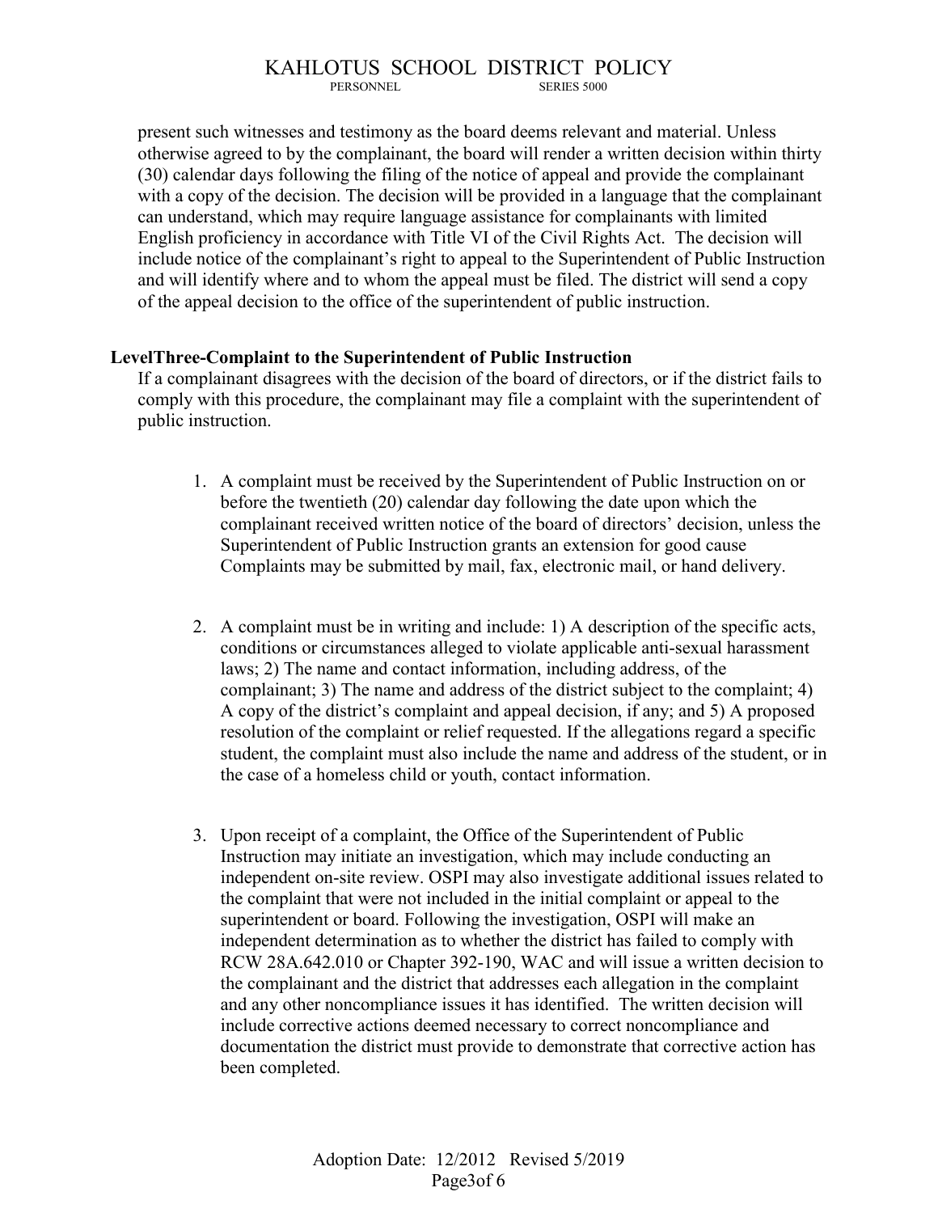present such witnesses and testimony as the board deems relevant and material. Unless otherwise agreed to by the complainant, the board will render a written decision within thirty (30) calendar days following the filing of the notice of appeal and provide the complainant with a copy of the decision. The decision will be provided in a language that the complainant can understand, which may require language assistance for complainants with limited English proficiency in accordance with Title VI of the Civil Rights Act. The decision will include notice of the complainant's right to appeal to the Superintendent of Public Instruction and will identify where and to whom the appeal must be filed. The district will send a copy of the appeal decision to the office of the superintendent of public instruction.

**LevelThree-Complaint to the Superintendent of Public Instruction**

If a complainant disagrees with the decision of the board of directors, or if the district fails to comply with this procedure, the complainant may file a complaint with the superintendent of public instruction.

1. A complaint must be received by the Superintendent of Public Instruction on or before the twentieth (20) calendar day following the date upon which the complainant received written notice of the board of directors' decision, unless the Superintendent of Public Instruction grants an extension for good cause Complaints may be submitted by mail, fax, electronic mail, or hand delivery.

2. A complaint must be in writing and include: 1) A description of the specific acts, conditions or circumstances alleged to violate applicable anti-sexual harassment laws; 2) The name and contact information, including address, of the complainant; 3) The name and address of the district subject to the complaint; 4) A copy of the district's complaint and appeal decision, if any; and 5) A proposed resolution of the complaint or relief requested. If the allegations regard a specific student, the complaint must also include the name and address of the student, or in the case of a homeless child or youth, contact information.

3. Upon receipt of a complaint, the Office of the Superintendent of Public Instruction may initiate an investigation, which may include conducting an independent on-site review. OSPI may also investigate additional issues related to the complaint that were not included in the initial complaint or appeal to the superintendent or board. Following the investigation, OSPI will make an independent determination as to whether the district has failed to comply with RCW 28A.642.010 or Chapter 392-190, WAC and will issue a written decision to the complainant and the district that addresses each allegation in the complaint and any other noncompliance issues it has identified. The written decision will include corrective actions deemed necessary to correct noncompliance and documentation the district must provide to demonstrate that corrective action has been completed.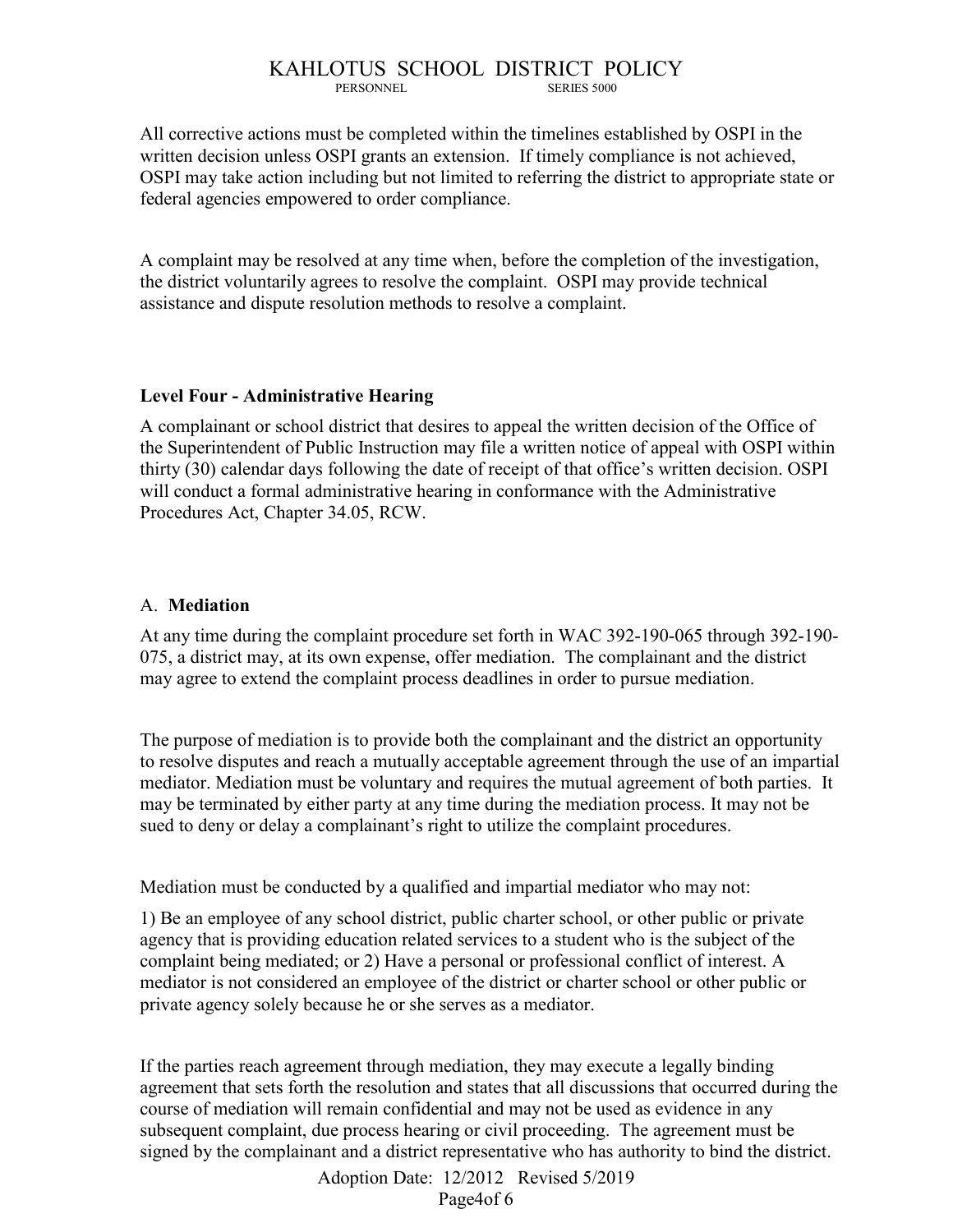All corrective actions must be completed within the timelines established by OSPI in the written decision unless OSPI grants an extension. If timely compliance is not achieved, OSPI may take action including but not limited to referring the district to appropriate state or federal agencies empowered to order compliance.

A complaint may be resolved at any time when, before the completion of the investigation, the district voluntarily agrees to resolve the complaint. OSPI may provide technical assistance and dispute resolution methods to resolve a complaint.

**Level Four - Administrative Hearing**

A complainant or school district that desires to appeal the written decision of the Office of the Superintendent of Public Instruction may file a written notice of appeal with OSPI within thirty (30) calendar days following the date of receipt of that office's written decision. OSPI will conduct a formal administrative hearing in conformance with the Administrative Procedures Act, Chapter 34.05, RCW.

A. **Mediation**

At any time during the complaint procedure set forth in WAC 392-190-065 through 392-190-075, a district may, at its own expense, offer mediation. The complainant and the district may agree to extend the complaint process deadlines in order to pursue mediation.

The purpose of mediation is to provide both the complainant and the district an opportunity to resolve disputes and reach a mutually acceptable agreement through the use of an impartial mediator. Mediation must be voluntary and requires the mutual agreement of both parties. It may be terminated by either party at any time during the mediation process. It may not be sued to deny or delay a complainant's right to utilize the complaint procedures.

Mediation must be conducted by a qualified and impartial mediator who may not:

1) Be an employee of any school district, public charter school, or other public or private agency that is providing education related services to a student who is the subject of the complaint being mediated; or 2) Have a personal or professional conflict of interest. A mediator is not considered an employee of the district or charter school or other public or private agency solely because he or she serves as a mediator.

If the parties reach agreement through mediation, they may execute a legally binding agreement that sets forth the resolution and states that all discussions that occurred during the course of mediation will remain confidential and may not be used as evidence in any subsequent complaint, due process hearing or civil proceeding. The agreement must be signed by the complainant and a district representative who has authority to bind the district.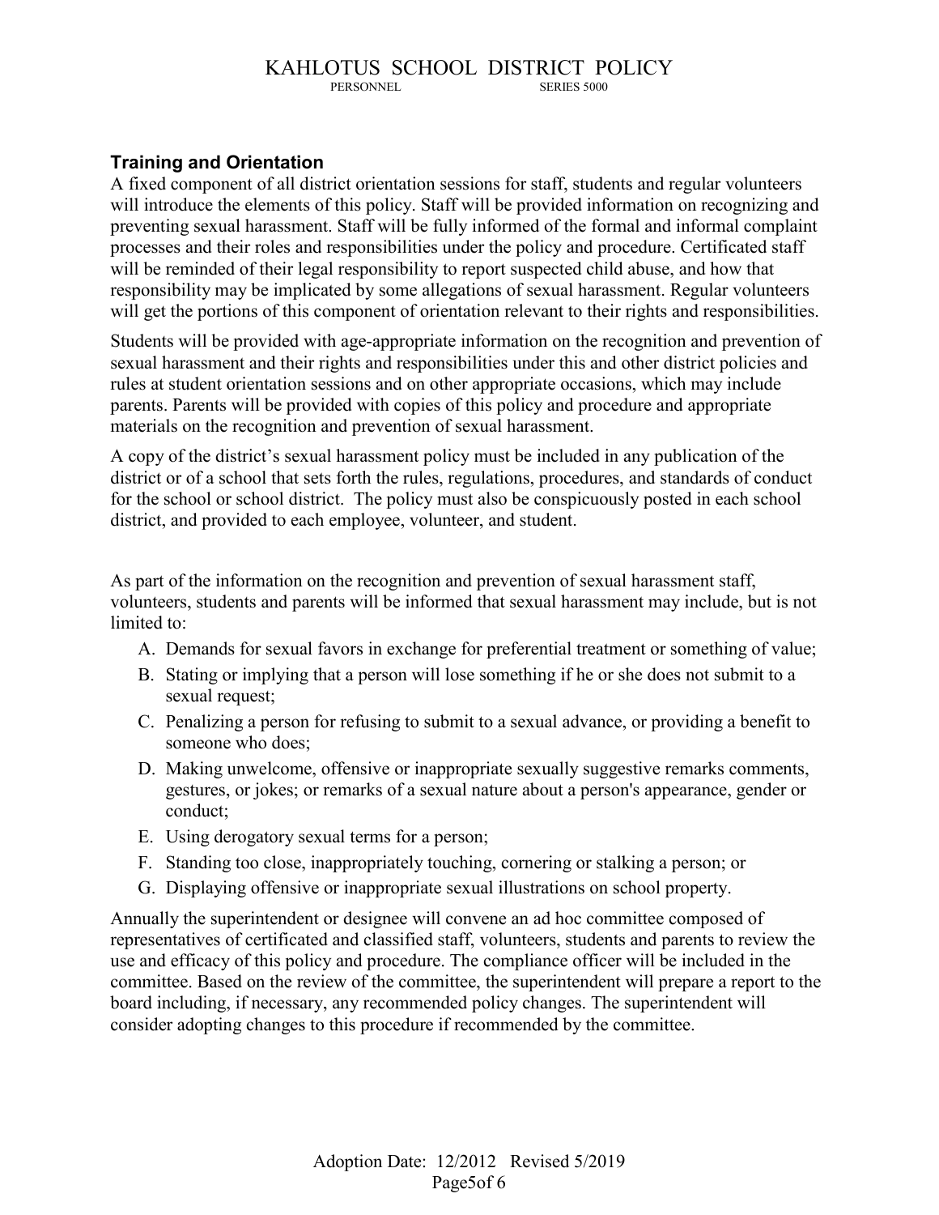## Training and Orientation

A fixed component of all district orientation sessions for staff, students and regular volunteers will introduce the elements of this policy. Staff will be provided information on recognizing and preventing sexual harassment. Staff will be fully informed of the formal and informal complaint processes and their roles and responsibilities under the policy and procedure. Certificated staff will be reminded of their legal responsibility to report suspected child abuse, and how that responsibility may be implicated by some allegations of sexual harassment. Regular volunteers will get the portions of this component of orientation relevant to their rights and responsibilities.

Students will be provided with age-appropriate information on the recognition and prevention of sexual harassment and their rights and responsibilities under this and other district policies and rules at student orientation sessions and on other appropriate occasions, which may include parents. Parents will be provided with copies of this policy and procedure and appropriate materials on the recognition and prevention of sexual harassment.

A copy of the district's sexual harassment policy must be included in any publication of the district or of a school that sets forth the rules, regulations, procedures, and standards of conduct for the school or school district. The policy must also be conspicuously posted in each school district, and provided to each employee, volunteer, and student.

As part of the information on the recognition and prevention of sexual harassment staff, volunteers, students and parents will be informed that sexual harassment may include, but is not limited to:

A. Demands for sexual favors in exchange for preferential treatment or something of value;
B. Stating or implying that a person will lose something if he or she does not submit to a sexual request;
C. Penalizing a person for refusing to submit to a sexual advance, or providing a benefit to someone who does;
D. Making unwelcome, offensive or inappropriate sexually suggestive remarks comments, gestures, or jokes; or remarks of a sexual nature about a person's appearance, gender or conduct;
E. Using derogatory sexual terms for a person;
F. Standing too close, inappropriately touching, cornering or stalking a person; or
G. Displaying offensive or inappropriate sexual illustrations on school property.

Annually the superintendent or designee will convene an ad hoc committee composed of representatives of certificated and classified staff, volunteers, students and parents to review the use and efficacy of this policy and procedure. The compliance officer will be included in the committee. Based on the review of the committee, the superintendent will prepare a report to the board including, if necessary, any recommended policy changes. The superintendent will consider adopting changes to this procedure if recommended by the committee.